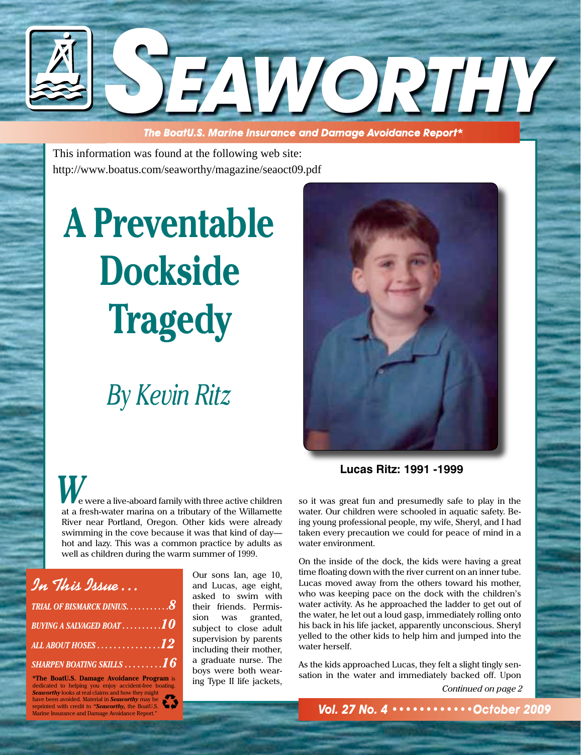# SEAWORTHY

*The BoatU.S. Marine Insurance and Damage Avoidance Report**

This information was found at the following web site:
http://www.boatus.com/seaworthy/magazine/seaoct09.pdf

# A Preventable Dockside Tragedy

## *By Kevin Ritz*

**Lucas Ritz: 1991 -1999**

We were a live-aboard family with three active children at a fresh-water marina on a tributary of the Willamette River near Portland, Oregon. Other kids were already swimming in the cove because it was that kind of day—hot and lazy. This was a common practice by adults as well as children during the warm summer of 1999.

Our sons Ian, age 10, and Lucas, age eight, asked to swim with their friends. Permission was granted, subject to close adult supervision by parents including their mother, a graduate nurse. The boys were both wearing Type II life jackets, so it was great fun and presumedly safe to play in the water. Our children were schooled in aquatic safety. Being young professional people, my wife, Sheryl, and I had taken every precaution we could for peace of mind in a water environment.

On the inside of the dock, the kids were having a great time floating down with the river current on an inner tube. Lucas moved away from the others toward his mother, who was keeping pace on the dock with the children's water activity. As he approached the ladder to get out of the water, he let out a loud gasp, immediately rolling onto his back in his life jacket, apparently unconscious. Sheryl yelled to the other kids to help him and jumped into the water herself.

As the kids approached Lucas, they felt a slight tingly sensation in the water and immediately backed off. Upon

*Continued on page 2*

## *In This Issue...*

- *TRIAL OF BISMARCK DINIUS*..........**8**
- *BUYING A SALVAGED BOAT*..........**10**
- *ALL ABOUT HOSES*...............**12**
- *SHARPEN BOATING SKILLS*.........**16**

***The BoatU.S. Damage Avoidance Program** is dedicated to helping you enjoy accident-free boating. ***Seaworthy*** looks at real claims and how they might have been avoided. Material in ***Seaworthy*** may be reprinted with credit to ***"Seaworthy,*** the BoatU.S. Marine Insurance and Damage Avoidance Report."

*Vol. 27 No. 4 • October 2009*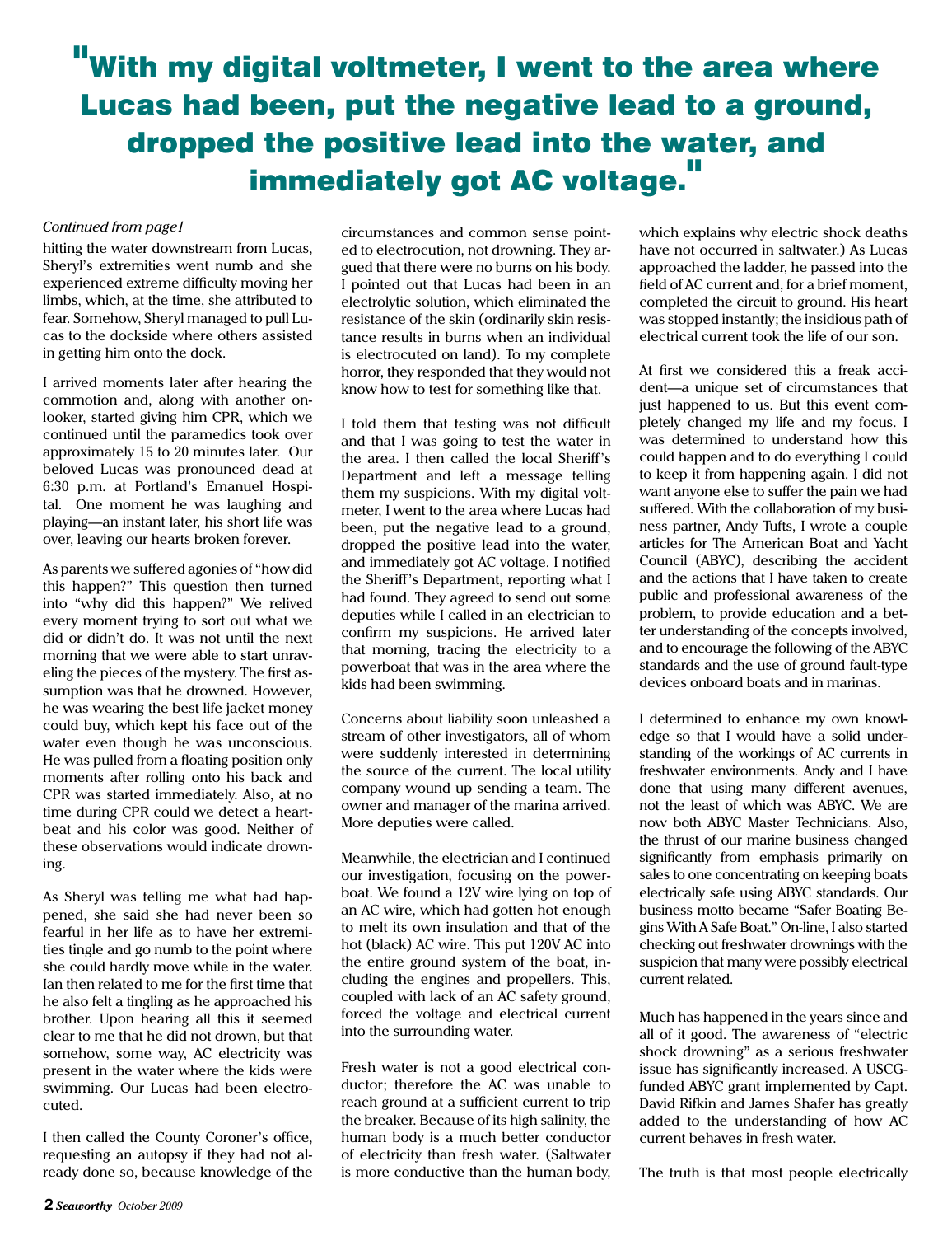# "With my digital voltmeter, I went to the area where Lucas had been, put the negative lead to a ground, dropped the positive lead into the water, and immediately got AC voltage."

*Continued from page1*

hitting the water downstream from Lucas, Sheryl's extremities went numb and she experienced extreme difficulty moving her limbs, which, at the time, she attributed to fear. Somehow, Sheryl managed to pull Lucas to the dockside where others assisted in getting him onto the dock.

I arrived moments later after hearing the commotion and, along with another onlooker, started giving him CPR, which we continued until the paramedics took over approximately 15 to 20 minutes later. Our beloved Lucas was pronounced dead at 6:30 p.m. at Portland's Emanuel Hospital. One moment he was laughing and playing—an instant later, his short life was over, leaving our hearts broken forever.

As parents we suffered agonies of "how did this happen?" This question then turned into "why did this happen?" We relived every moment trying to sort out what we did or didn't do. It was not until the next morning that we were able to start unraveling the pieces of the mystery. The first assumption was that he drowned. However, he was wearing the best life jacket money could buy, which kept his face out of the water even though he was unconscious. He was pulled from a floating position only moments after rolling onto his back and CPR was started immediately. Also, at no time during CPR could we detect a heartbeat and his color was good. Neither of these observations would indicate drowning.

As Sheryl was telling me what had happened, she said she had never been so fearful in her life as to have her extremities tingle and go numb to the point where she could hardly move while in the water. Ian then related to me for the first time that he also felt a tingling as he approached his brother. Upon hearing all this it seemed clear to me that he did not drown, but that somehow, some way, AC electricity was present in the water where the kids were swimming. Our Lucas had been electrocuted.

I then called the County Coroner's office, requesting an autopsy if they had not already done so, because knowledge of the circumstances and common sense pointed to electrocution, not drowning. They argued that there were no burns on his body. I pointed out that Lucas had been in an electrolytic solution, which eliminated the resistance of the skin (ordinarily skin resistance results in burns when an individual is electrocuted on land). To my complete horror, they responded that they would not know how to test for something like that.

I told them that testing was not difficult and that I was going to test the water in the area. I then called the local Sheriff's Department and left a message telling them my suspicions. With my digital voltmeter, I went to the area where Lucas had been, put the negative lead to a ground, dropped the positive lead into the water, and immediately got AC voltage. I notified the Sheriff's Department, reporting what I had found. They agreed to send out some deputies while I called in an electrician to confirm my suspicions. He arrived later that morning, tracing the electricity to a powerboat that was in the area where the kids had been swimming.

Concerns about liability soon unleashed a stream of other investigators, all of whom were suddenly interested in determining the source of the current. The local utility company wound up sending a team. The owner and manager of the marina arrived. More deputies were called.

Meanwhile, the electrician and I continued our investigation, focusing on the powerboat. We found a 12V wire lying on top of an AC wire, which had gotten hot enough to melt its own insulation and that of the hot (black) AC wire. This put 120V AC into the entire ground system of the boat, including the engines and propellers. This, coupled with lack of an AC safety ground, forced the voltage and electrical current into the surrounding water.

Fresh water is not a good electrical conductor; therefore the AC was unable to reach ground at a sufficient current to trip the breaker. Because of its high salinity, the human body is a much better conductor of electricity than fresh water. (Saltwater is more conductive than the human body, which explains why electric shock deaths have not occurred in saltwater.) As Lucas approached the ladder, he passed into the field of AC current and, for a brief moment, completed the circuit to ground. His heart was stopped instantly; the insidious path of electrical current took the life of our son.

At first we considered this a freak accident—a unique set of circumstances that just happened to us. But this event completely changed my life and my focus. I was determined to understand how this could happen and to do everything I could to keep it from happening again. I did not want anyone else to suffer the pain we had suffered. With the collaboration of my business partner, Andy Tufts, I wrote a couple articles for The American Boat and Yacht Council (ABYC), describing the accident and the actions that I have taken to create public and professional awareness of the problem, to provide education and a better understanding of the concepts involved, and to encourage the following of the ABYC standards and the use of ground fault-type devices onboard boats and in marinas.

I determined to enhance my own knowledge so that I would have a solid understanding of the workings of AC currents in freshwater environments. Andy and I have done that using many different avenues, not the least of which was ABYC. We are now both ABYC Master Technicians. Also, the thrust of our marine business changed significantly from emphasis primarily on sales to one concentrating on keeping boats electrically safe using ABYC standards. Our business motto became "Safer Boating Begins With A Safe Boat." On-line, I also started checking out freshwater drownings with the suspicion that many were possibly electrical current related.

Much has happened in the years since and all of it good. The awareness of "electric shock drowning" as a serious freshwater issue has significantly increased. A USCG-funded ABYC grant implemented by Capt. David Rifkin and James Shafer has greatly added to the understanding of how AC current behaves in fresh water.

The truth is that most people electrically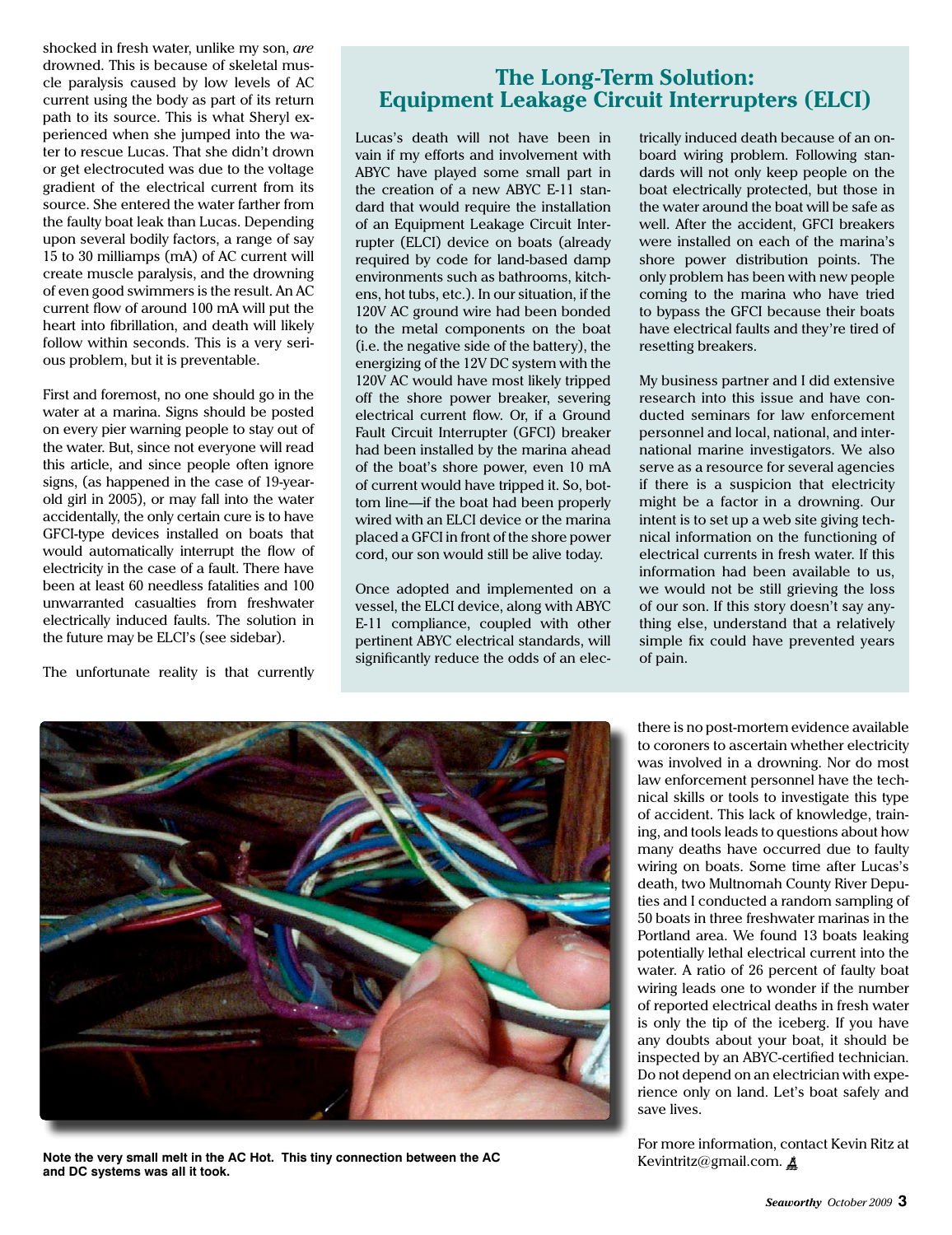shocked in fresh water, unlike my son, *are* drowned. This is because of skeletal muscle paralysis caused by low levels of AC current using the body as part of its return path to its source. This is what Sheryl experienced when she jumped into the water to rescue Lucas. That she didn't drown or get electrocuted was due to the voltage gradient of the electrical current from its source. She entered the water farther from the faulty boat leak than Lucas. Depending upon several bodily factors, a range of say 15 to 30 milliamps (mA) of AC current will create muscle paralysis, and the drowning of even good swimmers is the result. An AC current flow of around 100 mA will put the heart into fibrillation, and death will likely follow within seconds. This is a very serious problem, but it is preventable.

First and foremost, no one should go in the water at a marina. Signs should be posted on every pier warning people to stay out of the water. But, since not everyone will read this article, and since people often ignore signs, (as happened in the case of 19-year-old girl in 2005), or may fall into the water accidentally, the only certain cure is to have GFCI-type devices installed on boats that would automatically interrupt the flow of electricity in the case of a fault. There have been at least 60 needless fatalities and 100 unwarranted casualties from freshwater electrically induced faults. The solution in the future may be ELCI's (see sidebar).

The unfortunate reality is that currently there is no post-mortem evidence available to coroners to ascertain whether electricity was involved in a drowning. Nor do most law enforcement personnel have the technical skills or tools to investigate this type of accident. This lack of knowledge, training, and tools leads to questions about how many deaths have occurred due to faulty wiring on boats. Some time after Lucas's death, two Multnomah County River Deputies and I conducted a random sampling of 50 boats in three freshwater marinas in the Portland area. We found 13 boats leaking potentially lethal electrical current into the water. A ratio of 26 percent of faulty boat wiring leads one to wonder if the number of reported electrical deaths in fresh water is only the tip of the iceberg. If you have any doubts about your boat, it should be inspected by an ABYC-certified technician. Do not depend on an electrician with experience only on land. Let's boat safely and save lives.

For more information, contact Kevin Ritz at Kevintritz@gmail.com.

## The Long-Term Solution: Equipment Leakage Circuit Interrupters (ELCI)

Lucas's death will not have been in vain if my efforts and involvement with ABYC have played some small part in the creation of a new ABYC E-11 standard that would require the installation of an Equipment Leakage Circuit Interrupter (ELCI) device on boats (already required by code for land-based damp environments such as bathrooms, kitchens, hot tubs, etc.). In our situation, if the 120V AC ground wire had been bonded to the metal components on the boat (i.e. the negative side of the battery), the energizing of the 12V DC system with the 120V AC would have most likely tripped off the shore power breaker, severing electrical current flow. Or, if a Ground Fault Circuit Interrupter (GFCI) breaker had been installed by the marina ahead of the boat's shore power, even 10 mA of current would have tripped it. So, bottom line—if the boat had been properly wired with an ELCI device or the marina placed a GFCI in front of the shore power cord, our son would still be alive today.

Once adopted and implemented on a vessel, the ELCI device, along with ABYC E-11 compliance, coupled with other pertinent ABYC electrical standards, will significantly reduce the odds of an electrically induced death because of an onboard wiring problem. Following standards will not only keep people on the boat electrically protected, but those in the water around the boat will be safe as well. After the accident, GFCI breakers were installed on each of the marina's shore power distribution points. The only problem has been with new people coming to the marina who have tried to bypass the GFCI because their boats have electrical faults and they're tired of resetting breakers.

My business partner and I did extensive research into this issue and have conducted seminars for law enforcement personnel and local, national, and international marine investigators. We also serve as a resource for several agencies if there is a suspicion that electricity might be a factor in a drowning. Our intent is to set up a web site giving technical information on the functioning of electrical currents in fresh water. If this information had been available to us, we would not be still grieving the loss of our son. If this story doesn't say anything else, understand that a relatively simple fix could have prevented years of pain.

**Note the very small melt in the AC Hot. This tiny connection between the AC and DC systems was all it took.**